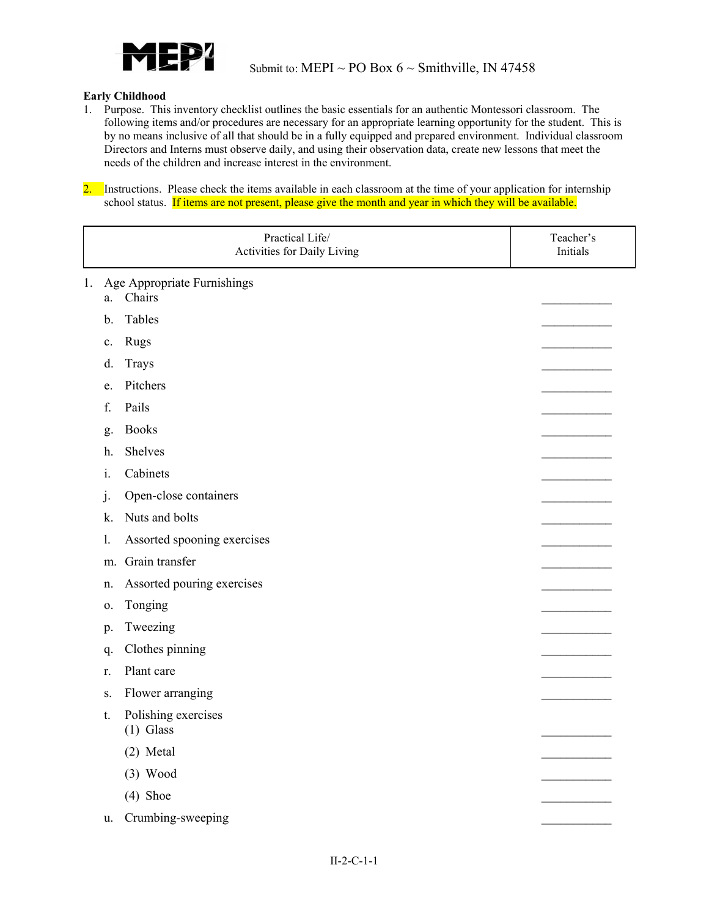MEPI Submit to: MEPI ~ PO Box 6 ~ Smithville, IN 47458

**Early Childhood**

1. Purpose. This inventory checklist outlines the basic essentials for an authentic Montessori classroom. The following items and/or procedures are necessary for an appropriate learning opportunity for the student. This is by no means inclusive of all that should be in a fully equipped and prepared environment. Individual classroom Directors and Interns must observe daily, and using their observation data, create new lessons that meet the needs of the children and increase interest in the environment.

2. Instructions. Please check the items available in each classroom at the time of your application for internship school status. If items are not present, please give the month and year in which they will be available.

| Practical Life/ Activities for Daily Living | Teacher's Initials |
| --- | --- |
| 1. Age Appropriate Furnishings | |
| a. Chairs | ___________ |
| b. Tables | ___________ |
| c. Rugs | ___________ |
| d. Trays | ___________ |
| e. Pitchers | ___________ |
| f. Pails | ___________ |
| g. Books | ___________ |
| h. Shelves | ___________ |
| i. Cabinets | ___________ |
| j. Open-close containers | ___________ |
| k. Nuts and bolts | ___________ |
| l. Assorted spooning exercises | ___________ |
| m. Grain transfer | ___________ |
| n. Assorted pouring exercises | ___________ |
| o. Tonging | ___________ |
| p. Tweezing | ___________ |
| q. Clothes pinning | ___________ |
| r. Plant care | ___________ |
| s. Flower arranging | ___________ |
| t. Polishing exercises | |
| (1) Glass | ___________ |
| (2) Metal | ___________ |
| (3) Wood | ___________ |
| (4) Shoe | ___________ |
| u. Crumbing-sweeping | ___________ |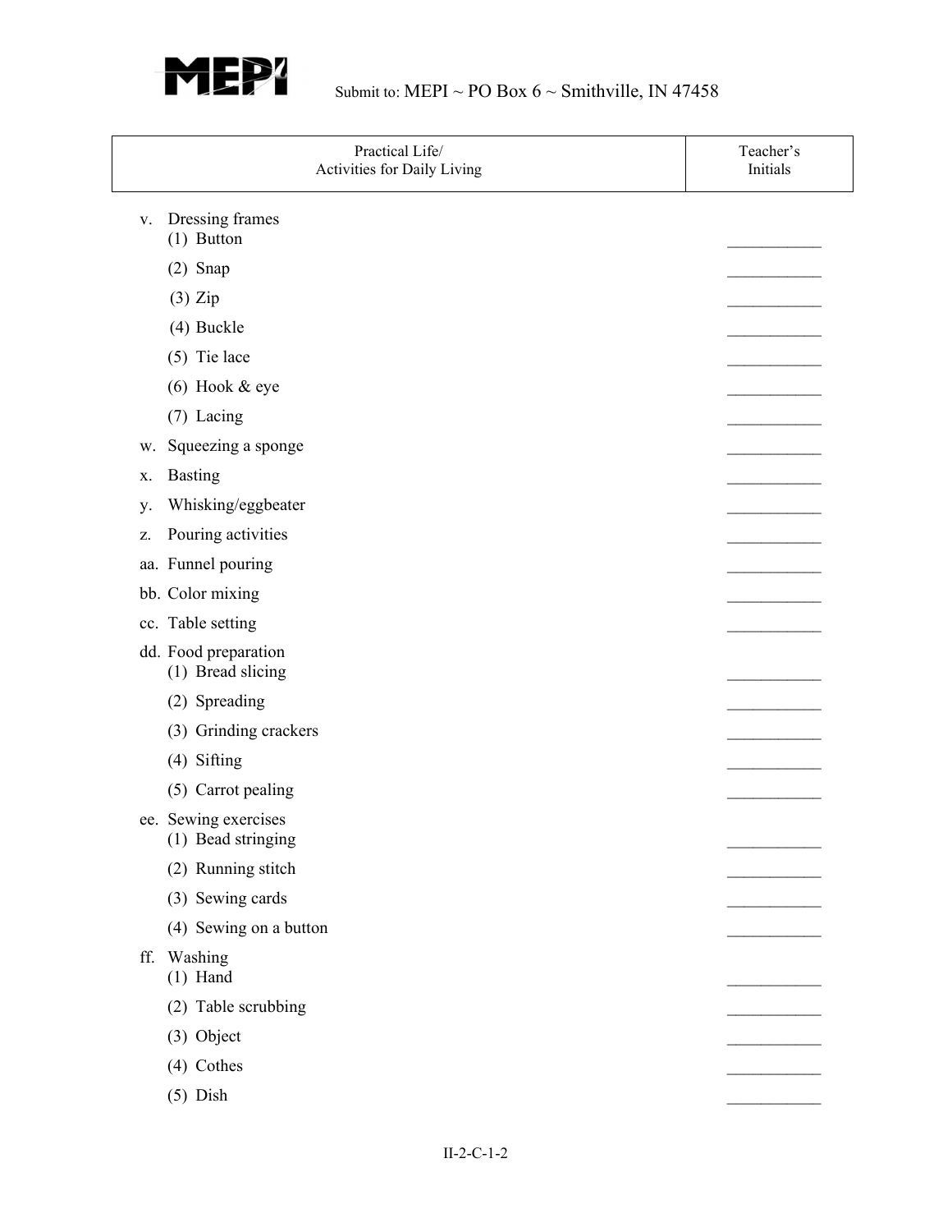Submit to: MEPI ~ PO Box 6 ~ Smithville, IN 47458

| Practical Life/<br>Activities for Daily Living | Teacher's Initials |
|---|---|
| v. Dressing frames | |
| (1) Button | ___________ |
| (2) Snap | ___________ |
| (3) Zip | ___________ |
| (4) Buckle | ___________ |
| (5) Tie lace | ___________ |
| (6) Hook & eye | ___________ |
| (7) Lacing | ___________ |
| w. Squeezing a sponge | ___________ |
| x. Basting | ___________ |
| y. Whisking/eggbeater | ___________ |
| z. Pouring activities | ___________ |
| aa. Funnel pouring | ___________ |
| bb. Color mixing | ___________ |
| cc. Table setting | ___________ |
| dd. Food preparation | |
| (1) Bread slicing | ___________ |
| (2) Spreading | ___________ |
| (3) Grinding crackers | ___________ |
| (4) Sifting | ___________ |
| (5) Carrot pealing | ___________ |
| ee. Sewing exercises | |
| (1) Bead stringing | ___________ |
| (2) Running stitch | ___________ |
| (3) Sewing cards | ___________ |
| (4) Sewing on a button | ___________ |
| ff. Washing | |
| (1) Hand | ___________ |
| (2) Table scrubbing | ___________ |
| (3) Object | ___________ |
| (4) Cothes | ___________ |
| (5) Dish | ___________ |

II-2-C-1-2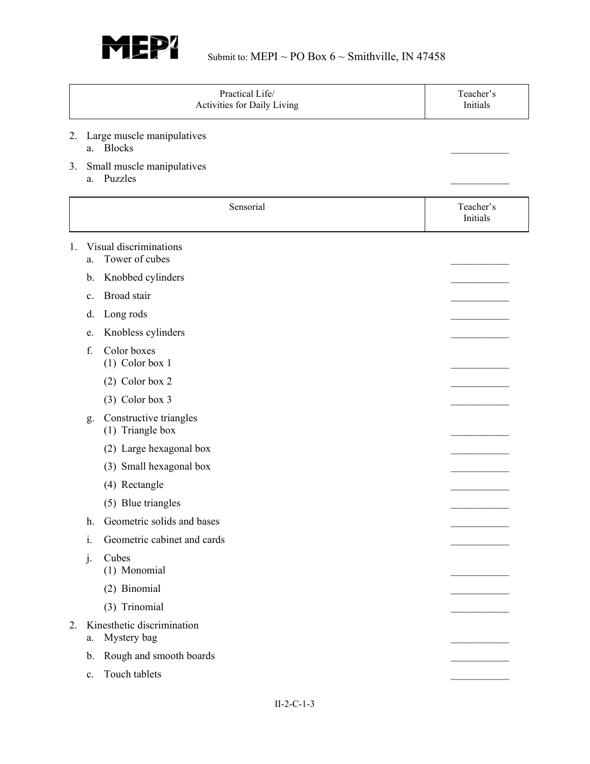MEPI

Submit to: MEPI ~ PO Box 6 ~ Smithville, IN 47458

| Practical Life/ Activities for Daily Living | Teacher's Initials |
|---|---|

2. Large muscle manipulatives
   a. Blocks ___________
3. Small muscle manipulatives
   a. Puzzles ___________

| Sensorial | Teacher's Initials |
|---|---|

1. Visual discriminations
   a. Tower of cubes ___________
   b. Knobbed cylinders ___________
   c. Broad stair ___________
   d. Long rods ___________
   e. Knobless cylinders ___________
   f. Color boxes
      (1) Color box 1 ___________
      (2) Color box 2 ___________
      (3) Color box 3 ___________
   g. Constructive triangles
      (1) Triangle box ___________
      (2) Large hexagonal box ___________
      (3) Small hexagonal box ___________
      (4) Rectangle ___________
      (5) Blue triangles ___________
   h. Geometric solids and bases ___________
   i. Geometric cabinet and cards ___________
   j. Cubes
      (1) Monomial ___________
      (2) Binomial ___________
      (3) Trinomial ___________
2. Kinesthetic discrimination
   a. Mystery bag ___________
   b. Rough and smooth boards ___________
   c. Touch tablets ___________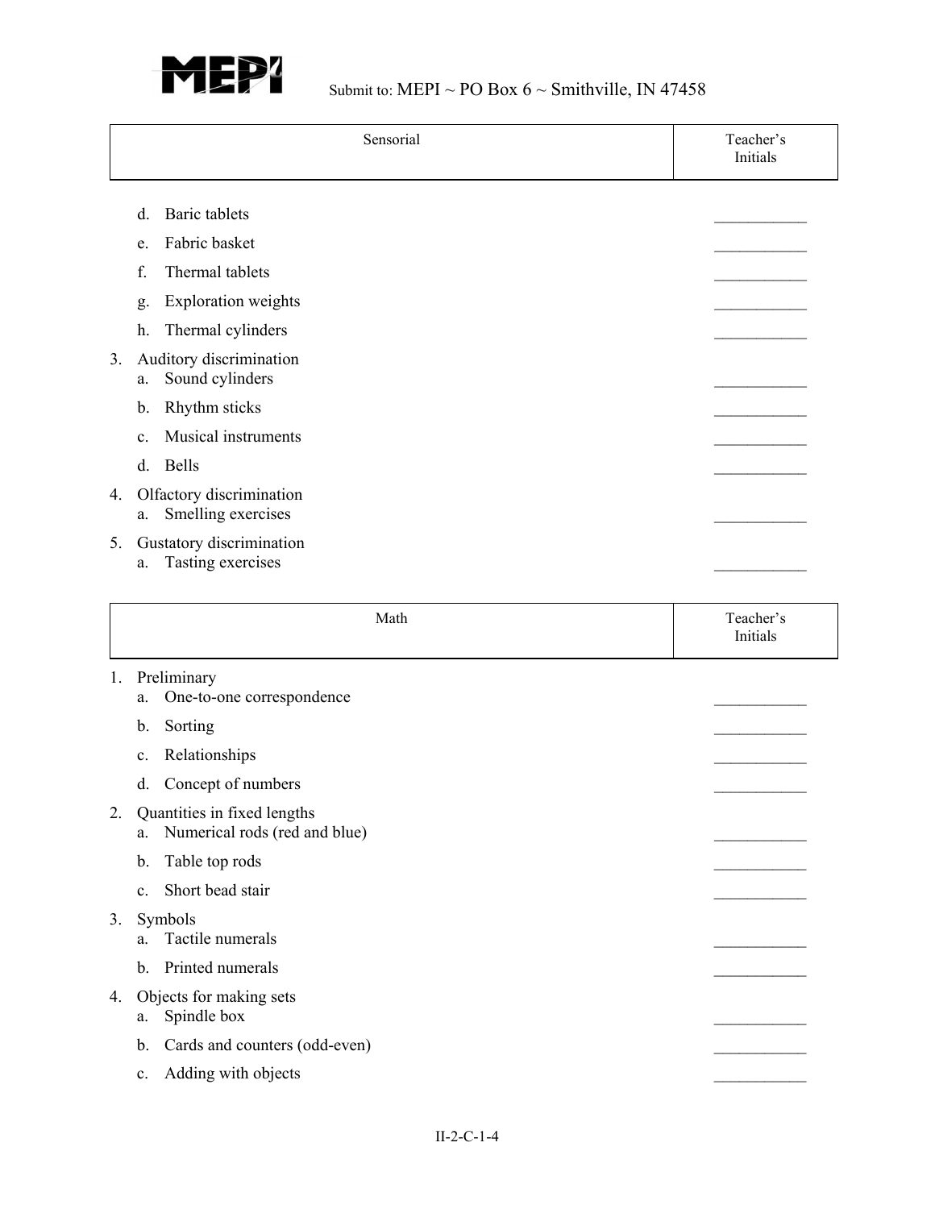Submit to: MEPI ~ PO Box 6 ~ Smithville, IN 47458

| Sensorial | Teacher's Initials |
|---|---|

- d. Baric tablets ____________
- e. Fabric basket ____________
- f. Thermal tablets ____________
- g. Exploration weights ____________
- h. Thermal cylinders ____________

3. Auditory discrimination
   - a. Sound cylinders ____________
   - b. Rhythm sticks ____________
   - c. Musical instruments ____________
   - d. Bells ____________
4. Olfactory discrimination
   - a. Smelling exercises ____________
5. Gustatory discrimination
   - a. Tasting exercises ____________

| Math | Teacher's Initials |
|---|---|

1. Preliminary
   - a. One-to-one correspondence ____________
   - b. Sorting ____________
   - c. Relationships ____________
   - d. Concept of numbers ____________
2. Quantities in fixed lengths
   - a. Numerical rods (red and blue) ____________
   - b. Table top rods ____________
   - c. Short bead stair ____________
3. Symbols
   - a. Tactile numerals ____________
   - b. Printed numerals ____________
4. Objects for making sets
   - a. Spindle box ____________
   - b. Cards and counters (odd-even) ____________
   - c. Adding with objects ____________

II-2-C-1-4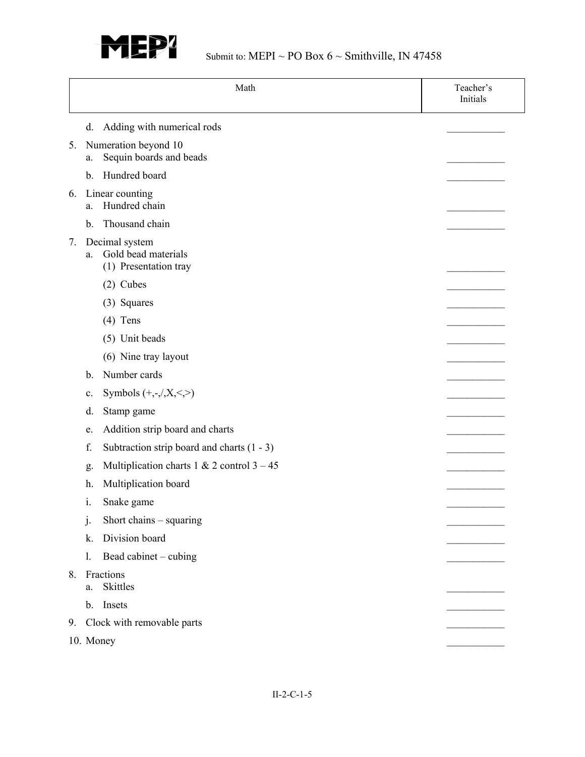MEPI

Submit to: MEPI ~ PO Box 6 ~ Smithville, IN 47458

| Math | Teacher's Initials |
|---|---|
| d. Adding with numerical rods | ___________ |
| 5. Numeration beyond 10 | |
| a. Sequin boards and beads | ___________ |
| b. Hundred board | ___________ |
| 6. Linear counting | |
| a. Hundred chain | ___________ |
| b. Thousand chain | ___________ |
| 7. Decimal system | |
| a. Gold bead materials | |
| (1) Presentation tray | ___________ |
| (2) Cubes | ___________ |
| (3) Squares | ___________ |
| (4) Tens | ___________ |
| (5) Unit beads | ___________ |
| (6) Nine tray layout | ___________ |
| b. Number cards | ___________ |
| c. Symbols (+,-,/,X,<,>) | ___________ |
| d. Stamp game | ___________ |
| e. Addition strip board and charts | ___________ |
| f. Subtraction strip board and charts (1 - 3) | ___________ |
| g. Multiplication charts 1 & 2 control 3 – 45 | ___________ |
| h. Multiplication board | ___________ |
| i. Snake game | ___________ |
| j. Short chains – squaring | ___________ |
| k. Division board | ___________ |
| l. Bead cabinet – cubing | ___________ |
| 8. Fractions | |
| a. Skittles | ___________ |
| b. Insets | ___________ |
| 9. Clock with removable parts | ___________ |
| 10. Money | ___________ |

II-2-C-1-5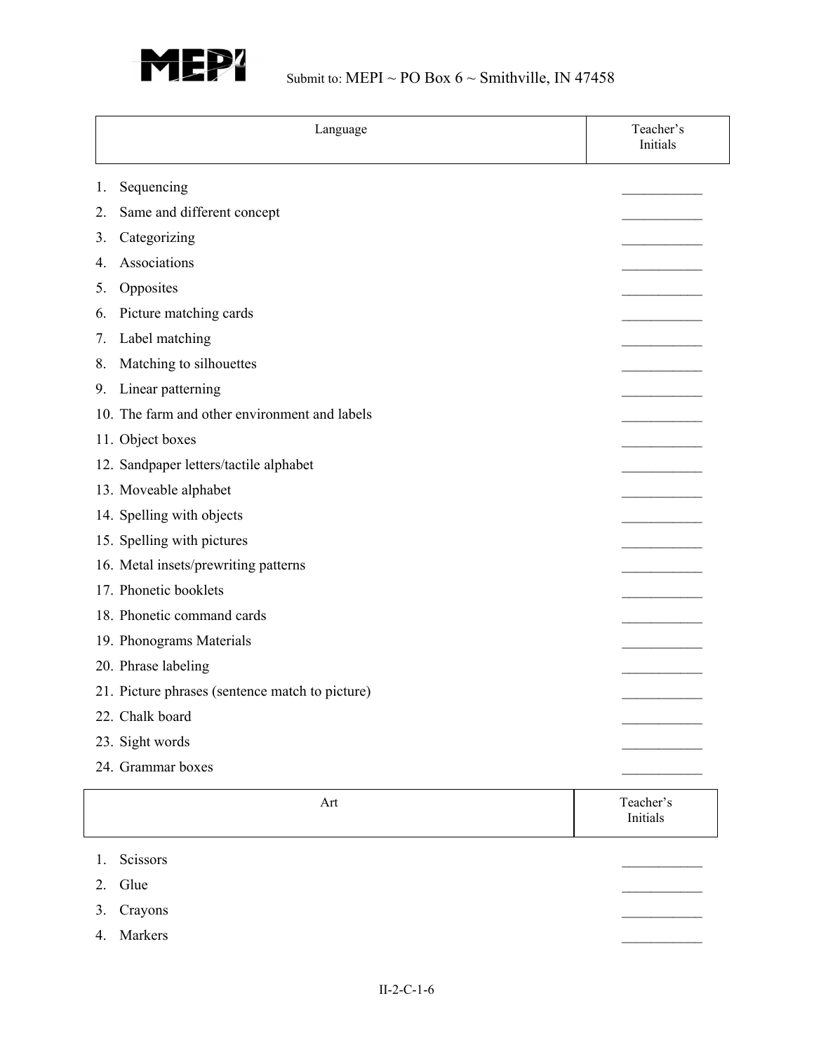MEPI Submit to: MEPI ~ PO Box 6 ~ Smithville, IN 47458

| Language | Teacher's Initials |
|---|---|
| 1. Sequencing | ___________ |
| 2. Same and different concept | ___________ |
| 3. Categorizing | ___________ |
| 4. Associations | ___________ |
| 5. Opposites | ___________ |
| 6. Picture matching cards | ___________ |
| 7. Label matching | ___________ |
| 8. Matching to silhouettes | ___________ |
| 9. Linear patterning | ___________ |
| 10. The farm and other environment and labels | ___________ |
| 11. Object boxes | ___________ |
| 12. Sandpaper letters/tactile alphabet | ___________ |
| 13. Moveable alphabet | ___________ |
| 14. Spelling with objects | ___________ |
| 15. Spelling with pictures | ___________ |
| 16. Metal insets/prewriting patterns | ___________ |
| 17. Phonetic booklets | ___________ |
| 18. Phonetic command cards | ___________ |
| 19. Phonograms Materials | ___________ |
| 20. Phrase labeling | ___________ |
| 21. Picture phrases (sentence match to picture) | ___________ |
| 22. Chalk board | ___________ |
| 23. Sight words | ___________ |
| 24. Grammar boxes | ___________ |

| Art | Teacher's Initials |
|---|---|
| 1. Scissors | ___________ |
| 2. Glue | ___________ |
| 3. Crayons | ___________ |
| 4. Markers | ___________ |

II-2-C-1-6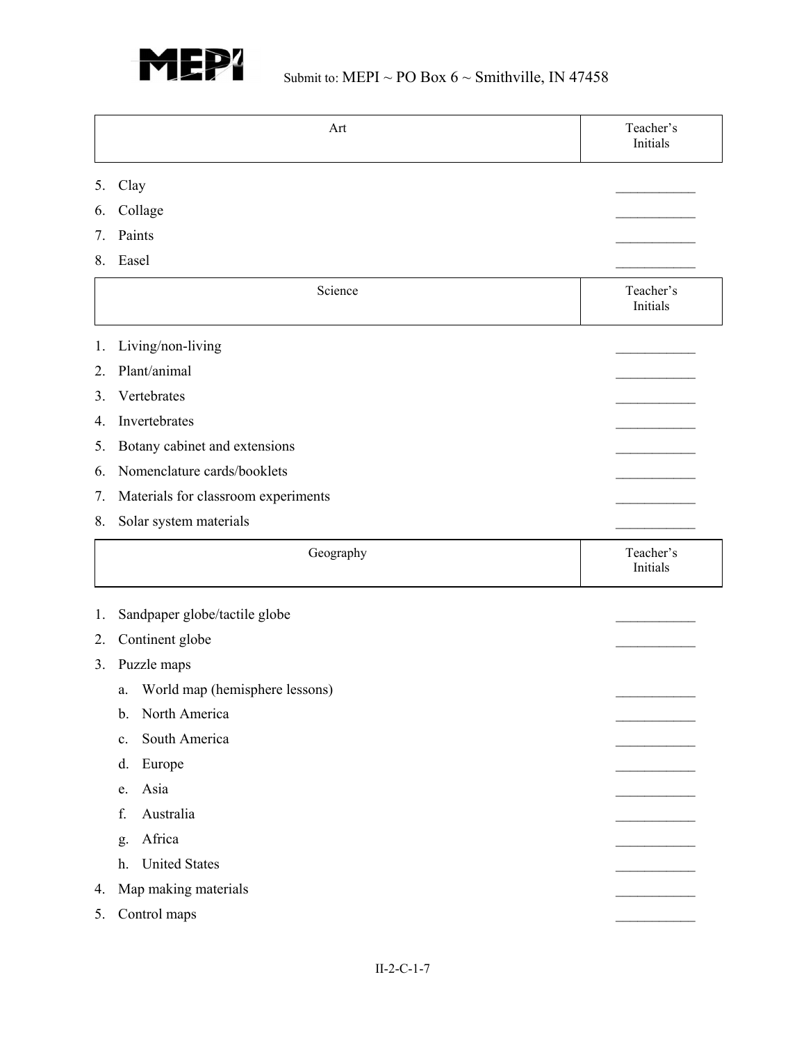**MEPI** Submit to: MEPI ~ PO Box 6 ~ Smithville, IN 47458

| Art | Teacher's Initials |
|---|---|
| 5. Clay | ___________ |
| 6. Collage | ___________ |
| 7. Paints | ___________ |
| 8. Easel | ___________ |

| Science | Teacher's Initials |
|---|---|
| 1. Living/non-living | ___________ |
| 2. Plant/animal | ___________ |
| 3. Vertebrates | ___________ |
| 4. Invertebrates | ___________ |
| 5. Botany cabinet and extensions | ___________ |
| 6. Nomenclature cards/booklets | ___________ |
| 7. Materials for classroom experiments | ___________ |
| 8. Solar system materials | ___________ |

| Geography | Teacher's Initials |
|---|---|
| 1. Sandpaper globe/tactile globe | ___________ |
| 2. Continent globe | ___________ |
| 3. Puzzle maps | |
| a. World map (hemisphere lessons) | ___________ |
| b. North America | ___________ |
| c. South America | ___________ |
| d. Europe | ___________ |
| e. Asia | ___________ |
| f. Australia | ___________ |
| g. Africa | ___________ |
| h. United States | ___________ |
| 4. Map making materials | ___________ |
| 5. Control maps | ___________ |

II-2-C-1-7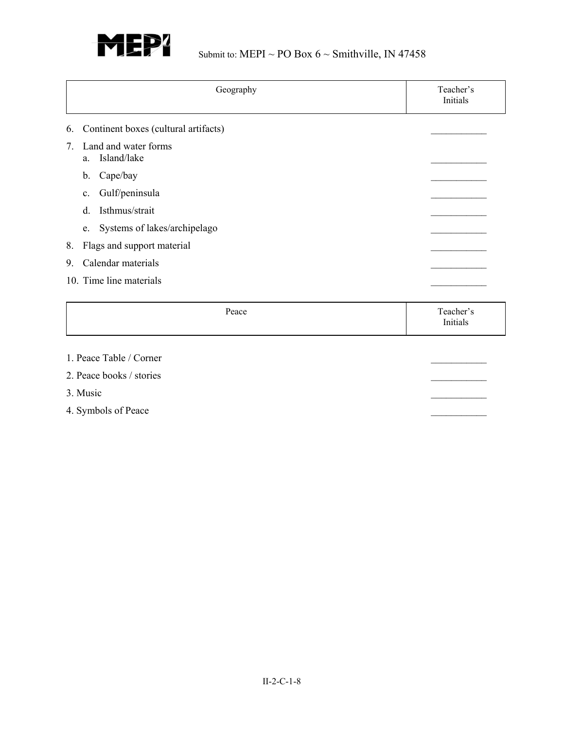Submit to: MEPI ~ PO Box 6 ~ Smithville, IN 47458

| Geography | Teacher's Initials |
|---|---|
| 6. Continent boxes (cultural artifacts) | ___________ |
| 7. Land and water forms | |
| a. Island/lake | ___________ |
| b. Cape/bay | ___________ |
| c. Gulf/peninsula | ___________ |
| d. Isthmus/strait | ___________ |
| e. Systems of lakes/archipelago | ___________ |
| 8. Flags and support material | ___________ |
| 9. Calendar materials | ___________ |
| 10. Time line materials | ___________ |

| Peace | Teacher's Initials |
|---|---|
| 1. Peace Table / Corner | ___________ |
| 2. Peace books / stories | ___________ |
| 3. Music | ___________ |
| 4. Symbols of Peace | ___________ |

II-2-C-1-8